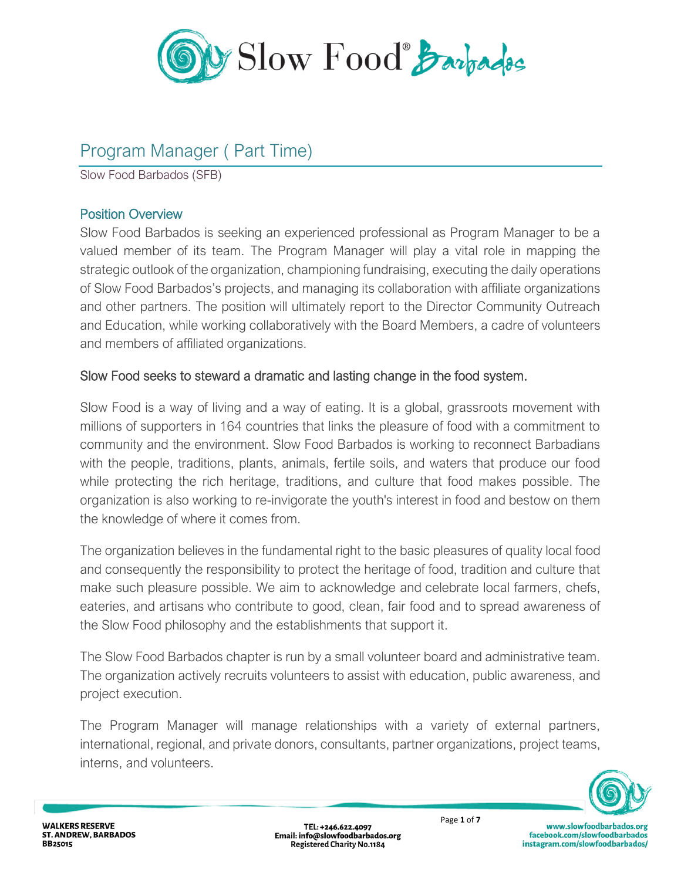# Program Manager ( Part Time)

Slow Food Barbados (SFB)

## Position Overview

Slow Food Barbados is seeking an experienced professional as Program Manager to be a valued member of its team. The Program Manager will play a vital role in mapping the strategic outlook of the organization, championing fundraising, executing the daily operations of Slow Food Barbados's projects, and managing its collaboration with affiliate organizations and other partners. The position will ultimately report to the Director Community Outreach and Education, while working collaboratively with the Board Members, a cadre of volunteers and members of affiliated organizations.

## Slow Food seeks to steward a dramatic and lasting change in the food system.

Slow Food is a way of living and a way of eating. It is a global, grassroots movement with millions of supporters in 164 countries that links the pleasure of food with a commitment to community and the environment. Slow Food Barbados is working to reconnect Barbadians with the people, traditions, plants, animals, fertile soils, and waters that produce our food while protecting the rich heritage, traditions, and culture that food makes possible. The organization is also working to re-invigorate the youth's interest in food and bestow on them the knowledge of where it comes from.

The organization believes in the fundamental right to the basic pleasures of quality local food and consequently the responsibility to protect the heritage of food, tradition and culture that make such pleasure possible. We aim to acknowledge and celebrate local farmers, chefs, eateries, and artisans who contribute to good, clean, fair food and to spread awareness of the Slow Food philosophy and the establishments that support it.

The Slow Food Barbados chapter is run by a small volunteer board and administrative team. The organization actively recruits volunteers to assist with education, public awareness, and project execution.

The Program Manager will manage relationships with a variety of external partners, international, regional, and private donors, consultants, partner organizations, project teams, interns, and volunteers.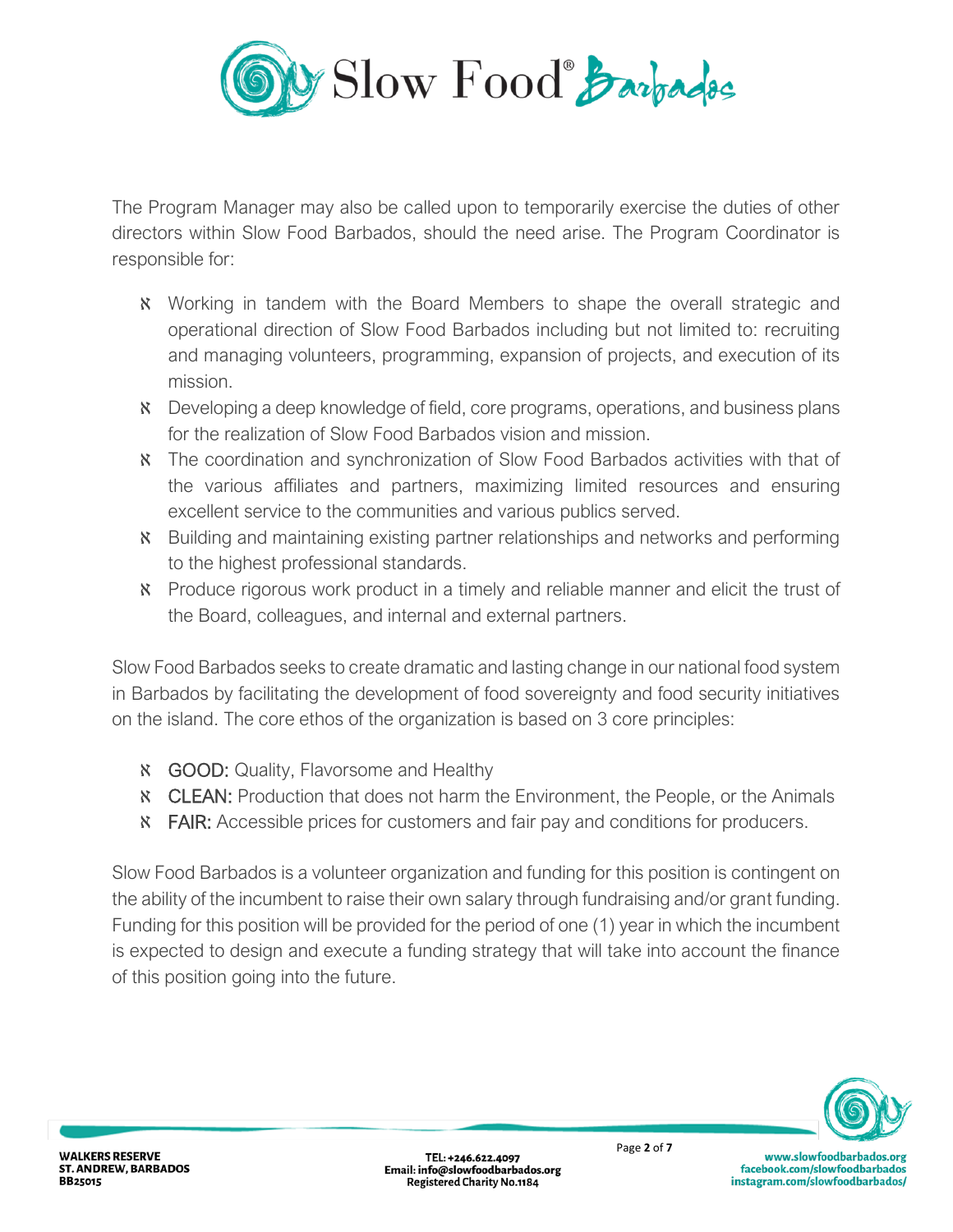The Program Manager may also be called upon to temporarily exercise the duties of other directors within Slow Food Barbados, should the need arise. The Program Coordinator is responsible for:

- Working in tandem with the Board Members to shape the overall strategic and operational direction of Slow Food Barbados including but not limited to: recruiting and managing volunteers, programming, expansion of projects, and execution of its mission.
- Developing a deep knowledge of field, core programs, operations, and business plans for the realization of Slow Food Barbados vision and mission.
- The coordination and synchronization of Slow Food Barbados activities with that of the various affiliates and partners, maximizing limited resources and ensuring excellent service to the communities and various publics served.
- Building and maintaining existing partner relationships and networks and performing to the highest professional standards.
- Produce rigorous work product in a timely and reliable manner and elicit the trust of the Board, colleagues, and internal and external partners.

Slow Food Barbados seeks to create dramatic and lasting change in our national food system in Barbados by facilitating the development of food sovereignty and food security initiatives on the island. The core ethos of the organization is based on 3 core principles:

- GOOD: Quality, Flavorsome and Healthy
- CLEAN: Production that does not harm the Environment, the People, or the Animals
- FAIR: Accessible prices for customers and fair pay and conditions for producers.

Slow Food Barbados is a volunteer organization and funding for this position is contingent on the ability of the incumbent to raise their own salary through fundraising and/or grant funding. Funding for this position will be provided for the period of one (1) year in which the incumbent is expected to design and execute a funding strategy that will take into account the finance of this position going into the future.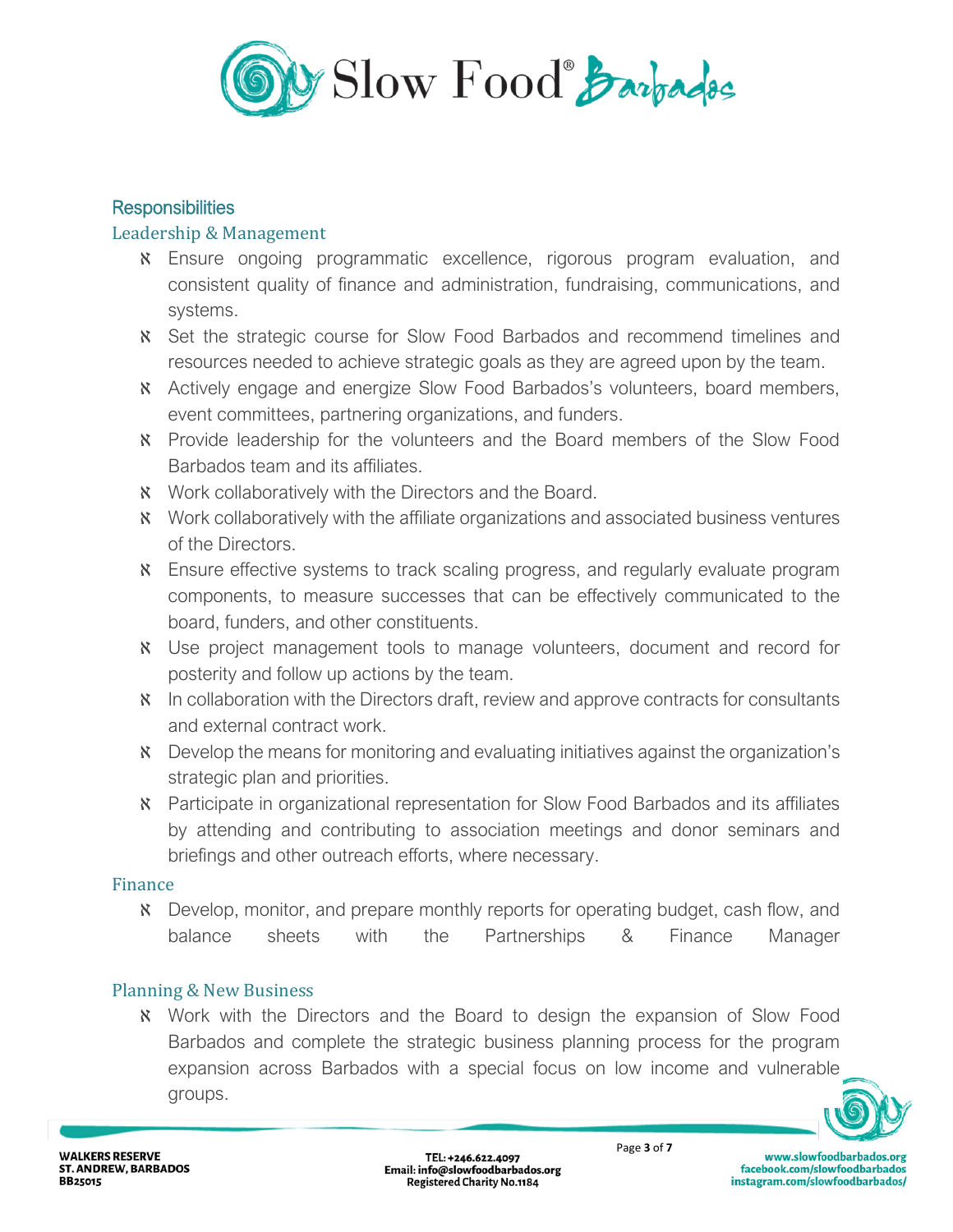## Responsibilities

### Leadership & Management

- Ensure ongoing programmatic excellence, rigorous program evaluation, and consistent quality of finance and administration, fundraising, communications, and systems.
- Set the strategic course for Slow Food Barbados and recommend timelines and resources needed to achieve strategic goals as they are agreed upon by the team.
- Actively engage and energize Slow Food Barbados's volunteers, board members, event committees, partnering organizations, and funders.
- Provide leadership for the volunteers and the Board members of the Slow Food Barbados team and its affiliates.
- Work collaboratively with the Directors and the Board.
- Work collaboratively with the affiliate organizations and associated business ventures of the Directors.
- Ensure effective systems to track scaling progress, and regularly evaluate program components, to measure successes that can be effectively communicated to the board, funders, and other constituents.
- Use project management tools to manage volunteers, document and record for posterity and follow up actions by the team.
- In collaboration with the Directors draft, review and approve contracts for consultants and external contract work.
- Develop the means for monitoring and evaluating initiatives against the organization's strategic plan and priorities.
- Participate in organizational representation for Slow Food Barbados and its affiliates by attending and contributing to association meetings and donor seminars and briefings and other outreach efforts, where necessary.

### Finance

- Develop, monitor, and prepare monthly reports for operating budget, cash flow, and balance sheets with the Partnerships & Finance Manager

### Planning & New Business

- Work with the Directors and the Board to design the expansion of Slow Food Barbados and complete the strategic business planning process for the program expansion across Barbados with a special focus on low income and vulnerable groups.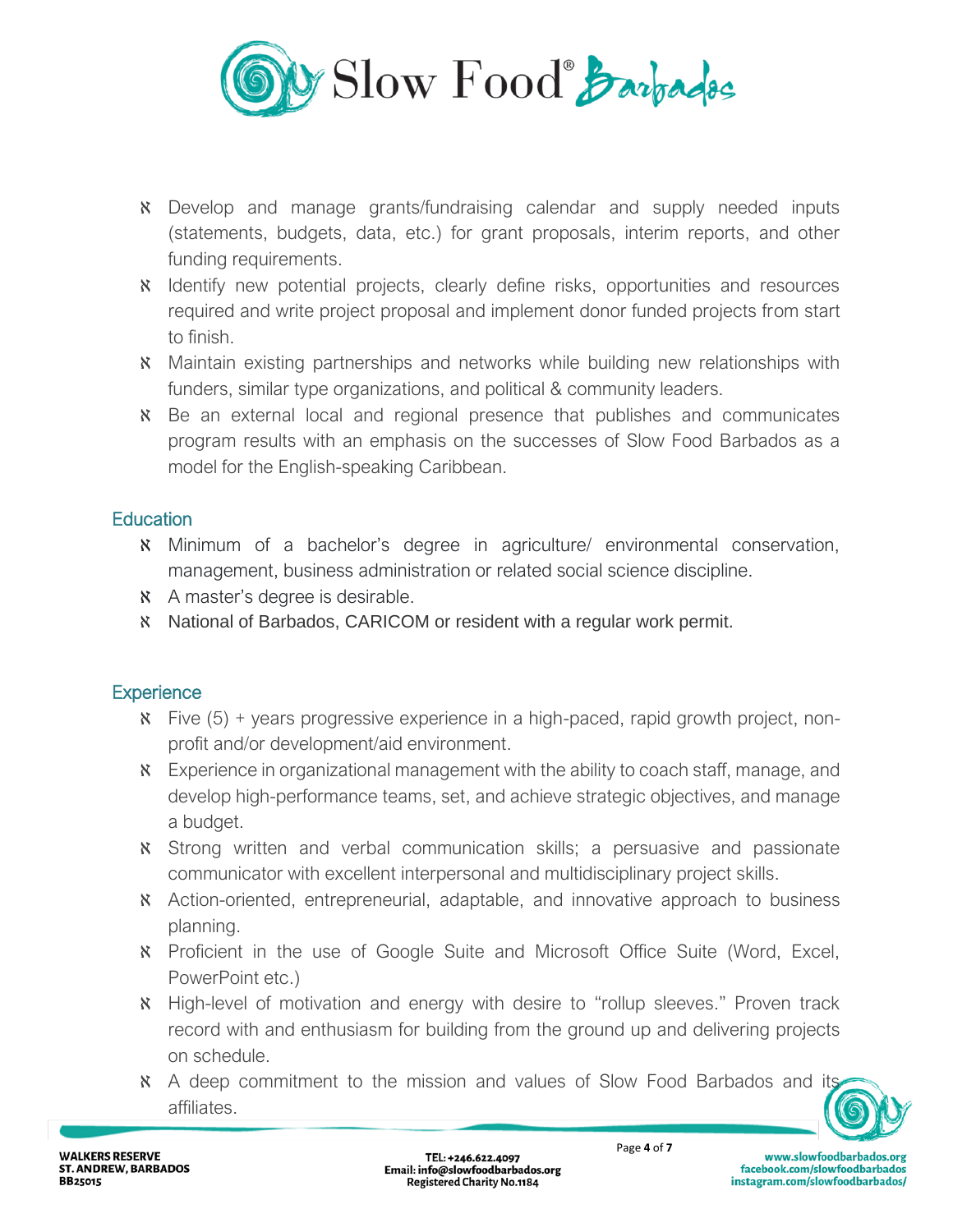- Develop and manage grants/fundraising calendar and supply needed inputs (statements, budgets, data, etc.) for grant proposals, interim reports, and other funding requirements.
- Identify new potential projects, clearly define risks, opportunities and resources required and write project proposal and implement donor funded projects from start to finish.
- Maintain existing partnerships and networks while building new relationships with funders, similar type organizations, and political & community leaders.
- Be an external local and regional presence that publishes and communicates program results with an emphasis on the successes of Slow Food Barbados as a model for the English-speaking Caribbean.

## Education

- Minimum of a bachelor's degree in agriculture/ environmental conservation, management, business administration or related social science discipline.
- A master's degree is desirable.
- National of Barbados, CARICOM or resident with a regular work permit.

## Experience

- Five (5) + years progressive experience in a high-paced, rapid growth project, non-profit and/or development/aid environment.
- Experience in organizational management with the ability to coach staff, manage, and develop high-performance teams, set, and achieve strategic objectives, and manage a budget.
- Strong written and verbal communication skills; a persuasive and passionate communicator with excellent interpersonal and multidisciplinary project skills.
- Action-oriented, entrepreneurial, adaptable, and innovative approach to business planning.
- Proficient in the use of Google Suite and Microsoft Office Suite (Word, Excel, PowerPoint etc.)
- High-level of motivation and energy with desire to "rollup sleeves." Proven track record with and enthusiasm for building from the ground up and delivering projects on schedule.
- A deep commitment to the mission and values of Slow Food Barbados and its affiliates.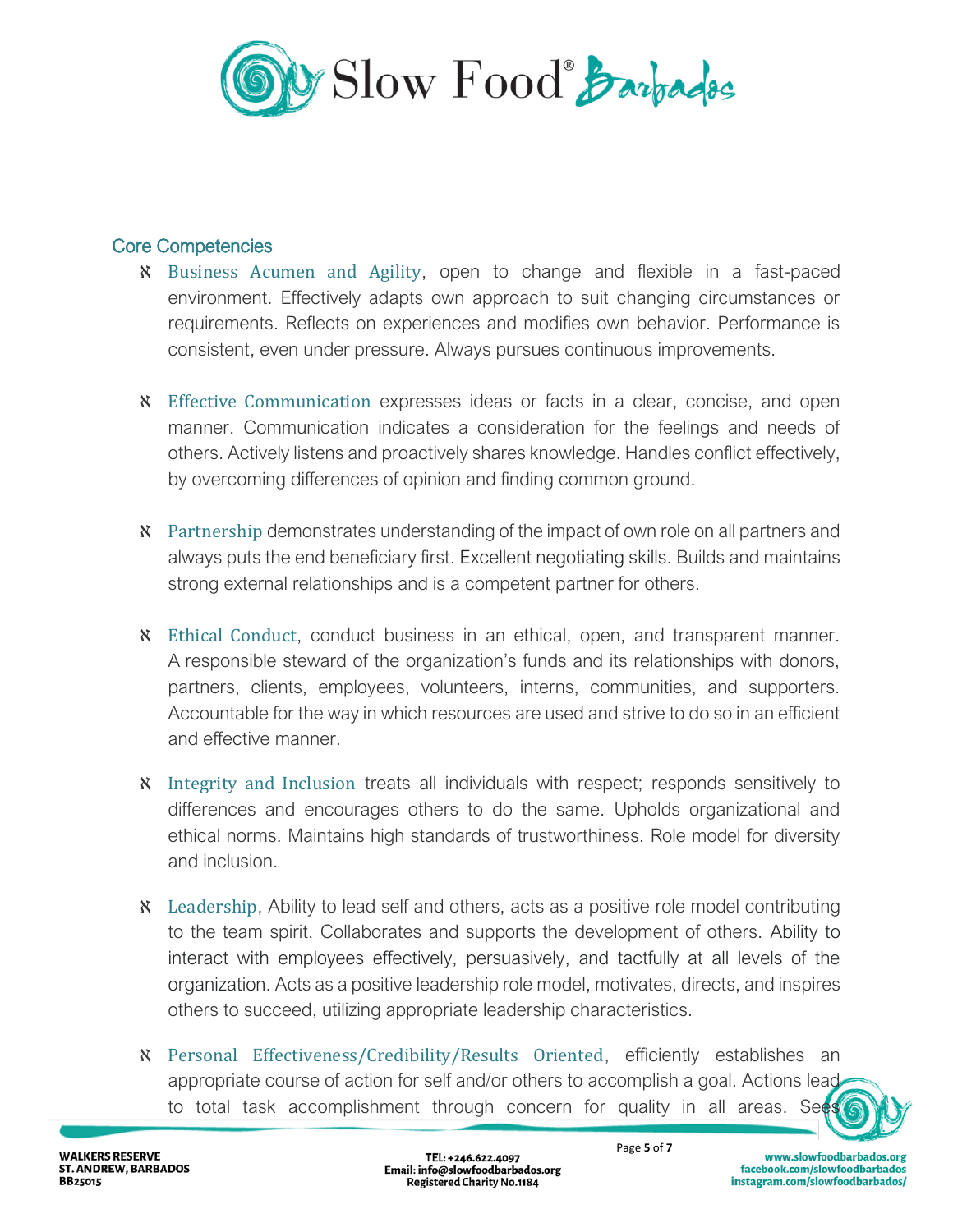## Core Competencies

- Business Acumen and Agility, open to change and flexible in a fast-paced environment. Effectively adapts own approach to suit changing circumstances or requirements. Reflects on experiences and modifies own behavior. Performance is consistent, even under pressure. Always pursues continuous improvements.

- Effective Communication expresses ideas or facts in a clear, concise, and open manner. Communication indicates a consideration for the feelings and needs of others. Actively listens and proactively shares knowledge. Handles conflict effectively, by overcoming differences of opinion and finding common ground.

- Partnership demonstrates understanding of the impact of own role on all partners and always puts the end beneficiary first. Excellent negotiating skills. Builds and maintains strong external relationships and is a competent partner for others.

- Ethical Conduct, conduct business in an ethical, open, and transparent manner. A responsible steward of the organization's funds and its relationships with donors, partners, clients, employees, volunteers, interns, communities, and supporters. Accountable for the way in which resources are used and strive to do so in an efficient and effective manner.

- Integrity and Inclusion treats all individuals with respect; responds sensitively to differences and encourages others to do the same. Upholds organizational and ethical norms. Maintains high standards of trustworthiness. Role model for diversity and inclusion.

- Leadership, Ability to lead self and others, acts as a positive role model contributing to the team spirit. Collaborates and supports the development of others. Ability to interact with employees effectively, persuasively, and tactfully at all levels of the organization. Acts as a positive leadership role model, motivates, directs, and inspires others to succeed, utilizing appropriate leadership characteristics.

- Personal Effectiveness/Credibility/Results Oriented, efficiently establishes an appropriate course of action for self and/or others to accomplish a goal. Actions lead to total task accomplishment through concern for quality in all areas. Sees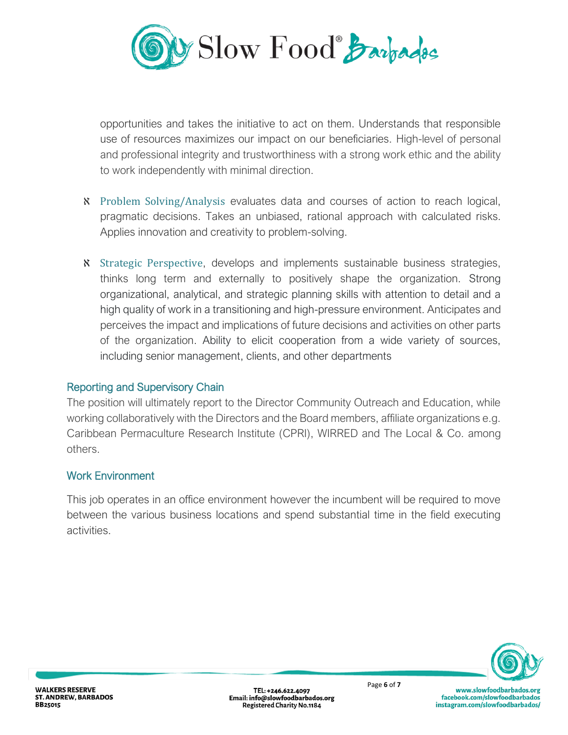opportunities and takes the initiative to act on them. Understands that responsible use of resources maximizes our impact on our beneficiaries. High-level of personal and professional integrity and trustworthiness with a strong work ethic and the ability to work independently with minimal direction.

- Problem Solving/Analysis evaluates data and courses of action to reach logical, pragmatic decisions. Takes an unbiased, rational approach with calculated risks. Applies innovation and creativity to problem-solving.

- Strategic Perspective, develops and implements sustainable business strategies, thinks long term and externally to positively shape the organization. Strong organizational, analytical, and strategic planning skills with attention to detail and a high quality of work in a transitioning and high-pressure environment. Anticipates and perceives the impact and implications of future decisions and activities on other parts of the organization. Ability to elicit cooperation from a wide variety of sources, including senior management, clients, and other departments

## Reporting and Supervisory Chain

The position will ultimately report to the Director Community Outreach and Education, while working collaboratively with the Directors and the Board members, affiliate organizations e.g. Caribbean Permaculture Research Institute (CPRI), WIRRED and The Local & Co. among others.

## Work Environment

This job operates in an office environment however the incumbent will be required to move between the various business locations and spend substantial time in the field executing activities.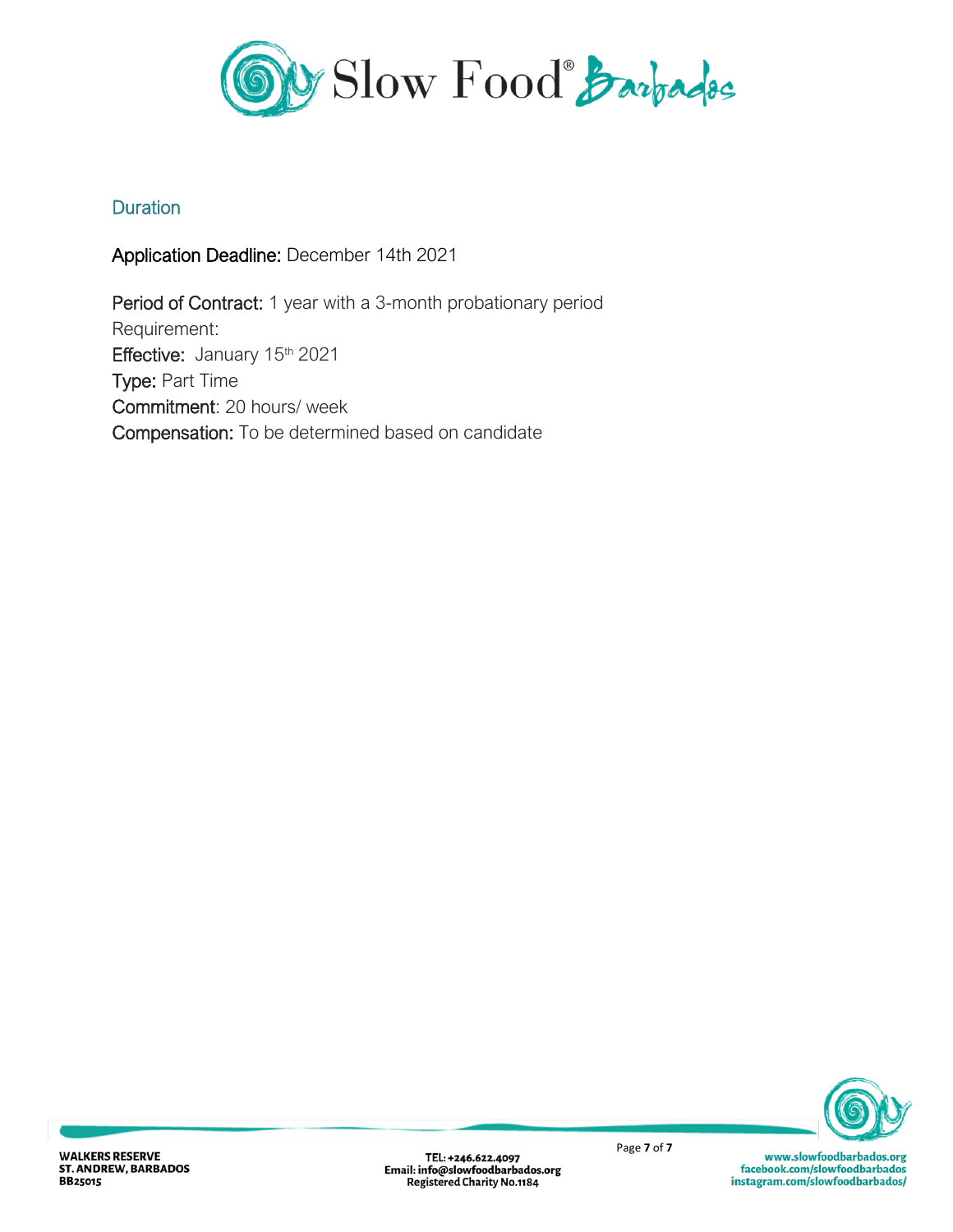## Duration

**Application Deadline:** December 14th 2021

**Period of Contract:** 1 year with a 3-month probationary period
Requirement:
**Effective:** January 15th 2021
**Type:** Part Time
**Commitment**: 20 hours/ week
**Compensation:** To be determined based on candidate